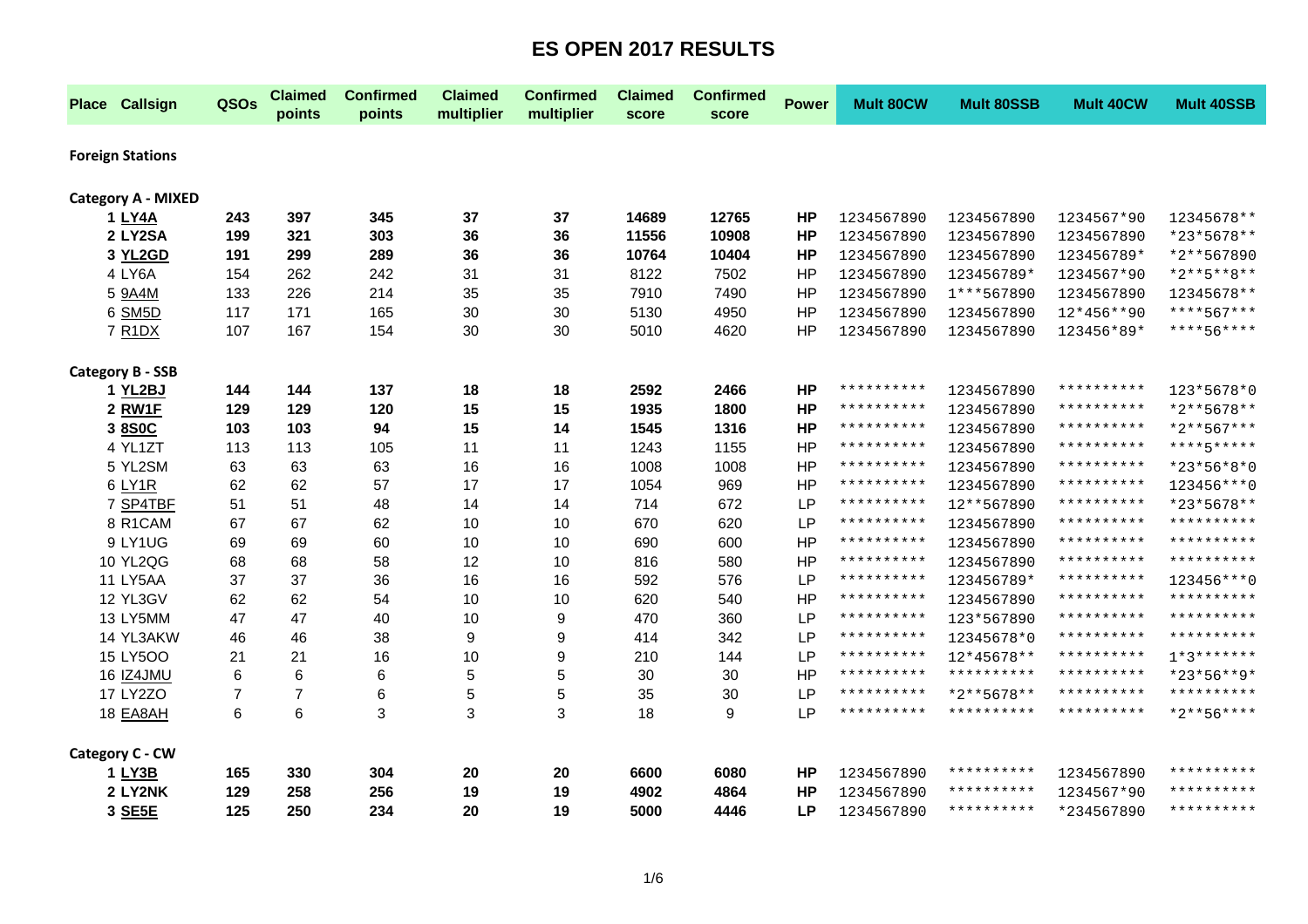# ES OPEN 2017 RESULTS

| Place | Callsign | QSOs | Claimed points | Confirmed points | Claimed multiplier | Confirmed multiplier | Claimed score | Confirmed score | Power | Mult 80CW | Mult 80SSB | Mult 40CW | Mult 40SSB |
|---|---|---|---|---|---|---|---|---|---|---|---|---|---|
| **Foreign Stations** | | | | | | | | | | | | | |
| **Category A - MIXED** | | | | | | | | | | | | | |
| **1** | **LY4A** | **243** | **397** | **345** | **37** | **37** | **14689** | **12765** | **HP** | 1234567890 | 1234567890 | 1234567*90 | 12345678** |
| **2** | **LY2SA** | **199** | **321** | **303** | **36** | **36** | **11556** | **10908** | **HP** | 1234567890 | 1234567890 | 1234567890 | *23*5678** |
| **3** | **YL2GD** | **191** | **299** | **289** | **36** | **36** | **10764** | **10404** | **HP** | 1234567890 | 1234567890 | 123456789* | *2**567890 |
| 4 | LY6A | 154 | 262 | 242 | 31 | 31 | 8122 | 7502 | HP | 1234567890 | 123456789* | 1234567*90 | *2**5**8** |
| 5 | 9A4M | 133 | 226 | 214 | 35 | 35 | 7910 | 7490 | HP | 1234567890 | 1***567890 | 1234567890 | 12345678** |
| 6 | SM5D | 117 | 171 | 165 | 30 | 30 | 5130 | 4950 | HP | 1234567890 | 1234567890 | 12*456**90 | ****567*** |
| 7 | R1DX | 107 | 167 | 154 | 30 | 30 | 5010 | 4620 | HP | 1234567890 | 1234567890 | 123456*89* | ****56**** |
| **Category B - SSB** | | | | | | | | | | | | | |
| **1** | **YL2BJ** | **144** | **144** | **137** | **18** | **18** | **2592** | **2466** | **HP** | ********** | 1234567890 | ********** | 123*5678*0 |
| **2** | **RW1F** | **129** | **129** | **120** | **15** | **15** | **1935** | **1800** | **HP** | ********** | 1234567890 | ********** | *2**5678** |
| **3** | **8S0C** | **103** | **103** | **94** | **15** | **14** | **1545** | **1316** | **HP** | ********** | 1234567890 | ********** | *2**567*** |
| 4 | YL1ZT | 113 | 113 | 105 | 11 | 11 | 1243 | 1155 | HP | ********** | 1234567890 | ********** | ****5***** |
| 5 | YL2SM | 63 | 63 | 63 | 16 | 16 | 1008 | 1008 | HP | ********** | 1234567890 | ********** | *23*56*8*0 |
| 6 | LY1R | 62 | 62 | 57 | 17 | 17 | 1054 | 969 | HP | ********** | 1234567890 | ********** | 123456***0 |
| 7 | SP4TBF | 51 | 51 | 48 | 14 | 14 | 714 | 672 | LP | ********** | 12**567890 | ********** | *23*5678** |
| 8 | R1CAM | 67 | 67 | 62 | 10 | 10 | 670 | 620 | LP | ********** | 1234567890 | ********** | ********** |
| 9 | LY1UG | 69 | 69 | 60 | 10 | 10 | 690 | 600 | HP | ********** | 1234567890 | ********** | ********** |
| 10 | YL2QG | 68 | 68 | 58 | 12 | 10 | 816 | 580 | HP | ********** | 1234567890 | ********** | ********** |
| 11 | LY5AA | 37 | 37 | 36 | 16 | 16 | 592 | 576 | LP | ********** | 123456789* | ********** | 123456***0 |
| 12 | YL3GV | 62 | 62 | 54 | 10 | 10 | 620 | 540 | HP | ********** | 1234567890 | ********** | ********** |
| 13 | LY5MM | 47 | 47 | 40 | 10 | 9 | 470 | 360 | LP | ********** | 123*567890 | ********** | ********** |
| 14 | YL3AKW | 46 | 46 | 38 | 9 | 9 | 414 | 342 | LP | ********** | 12345678*0 | ********** | ********** |
| 15 | LY5OO | 21 | 21 | 16 | 10 | 9 | 210 | 144 | LP | ********** | 12*45678** | ********** | 1*3******* |
| 16 | IZ4JMU | 6 | 6 | 6 | 5 | 5 | 30 | 30 | HP | ********** | ********** | ********** | *23*56**9* |
| 17 | LY2ZO | 7 | 7 | 6 | 5 | 5 | 35 | 30 | LP | ********** | *2**5678** | ********** | ********** |
| 18 | EA8AH | 6 | 6 | 3 | 3 | 3 | 18 | 9 | LP | ********** | ********** | ********** | *2**56**** |
| **Category C - CW** | | | | | | | | | | | | | |
| **1** | **LY3B** | **165** | **330** | **304** | **20** | **20** | **6600** | **6080** | **HP** | 1234567890 | ********** | 1234567890 | ********** |
| **2** | **LY2NK** | **129** | **258** | **256** | **19** | **19** | **4902** | **4864** | **HP** | 1234567890 | ********** | 1234567*90 | ********** |
| **3** | **SE5E** | **125** | **250** | **234** | **20** | **19** | **5000** | **4446** | **LP** | 1234567890 | ********** | *234567890 | ********** |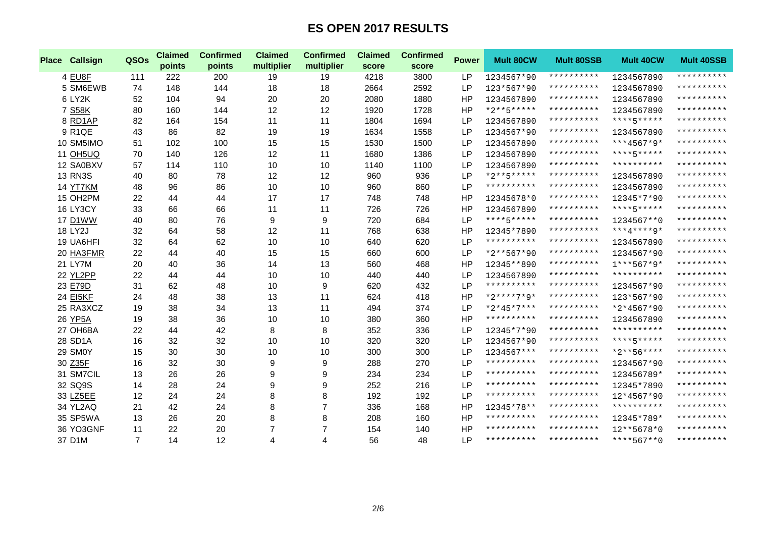# ES OPEN 2017 RESULTS

| Place | Callsign | QSOs | Claimed points | Confirmed points | Claimed multiplier | Confirmed multiplier | Claimed score | Confirmed score | Power | Mult 80CW | Mult 80SSB | Mult 40CW | Mult 40SSB |
|---|---|---|---|---|---|---|---|---|---|---|---|---|---|
| 4 | EU8F | 111 | 222 | 200 | 19 | 19 | 4218 | 3800 | LP | 1234567*90 | ********** | 1234567890 | ********** |
| 5 | SM6EWB | 74 | 148 | 144 | 18 | 18 | 2664 | 2592 | LP | 123*567*90 | ********** | 1234567890 | ********** |
| 6 | LY2K | 52 | 104 | 94 | 20 | 20 | 2080 | 1880 | HP | 1234567890 | ********** | 1234567890 | ********** |
| 7 | S58K | 80 | 160 | 144 | 12 | 12 | 1920 | 1728 | HP | *2**5***** | ********** | 1234567890 | ********** |
| 8 | RD1AP | 82 | 164 | 154 | 11 | 11 | 1804 | 1694 | LP | 1234567890 | ********** | ****5***** | ********** |
| 9 | R1QE | 43 | 86 | 82 | 19 | 19 | 1634 | 1558 | LP | 1234567*90 | ********** | 1234567890 | ********** |
| 10 | SM5IMO | 51 | 102 | 100 | 15 | 15 | 1530 | 1500 | LP | 1234567890 | ********** | ***4567*9* | ********** |
| 11 | OH5UQ | 70 | 140 | 126 | 12 | 11 | 1680 | 1386 | LP | 1234567890 | ********** | ****5***** | ********** |
| 12 | SA0BXV | 57 | 114 | 110 | 10 | 10 | 1140 | 1100 | LP | 1234567890 | ********** | ********** | ********** |
| 13 | RN3S | 40 | 80 | 78 | 12 | 12 | 960 | 936 | LP | *2**5***** | ********** | 1234567890 | ********** |
| 14 | YT7KM | 48 | 96 | 86 | 10 | 10 | 960 | 860 | LP | ********** | ********** | 1234567890 | ********** |
| 15 | OH2PM | 22 | 44 | 44 | 17 | 17 | 748 | 748 | HP | 12345678*0 | ********** | 12345*7*90 | ********** |
| 16 | LY3CY | 33 | 66 | 66 | 11 | 11 | 726 | 726 | HP | 1234567890 | ********** | ****5***** | ********** |
| 17 | D1WW | 40 | 80 | 76 | 9 | 9 | 720 | 684 | LP | ****5***** | ********** | 1234567**0 | ********** |
| 18 | LY2J | 32 | 64 | 58 | 12 | 11 | 768 | 638 | HP | 12345*7890 | ********** | ***4****9* | ********** |
| 19 | UA6HFI | 32 | 64 | 62 | 10 | 10 | 640 | 620 | LP | ********** | ********** | 1234567890 | ********** |
| 20 | HA3FMR | 22 | 44 | 40 | 15 | 15 | 660 | 600 | LP | *2**567*90 | ********** | 1234567*90 | ********** |
| 21 | LY7M | 20 | 40 | 36 | 14 | 13 | 560 | 468 | HP | 12345**890 | ********** | 1***567*9* | ********** |
| 22 | YL2PP | 22 | 44 | 44 | 10 | 10 | 440 | 440 | LP | 1234567890 | ********** | ********** | ********** |
| 23 | E79D | 31 | 62 | 48 | 10 | 9 | 620 | 432 | LP | ********** | ********** | 1234567*90 | ********** |
| 24 | EI5KF | 24 | 48 | 38 | 13 | 11 | 624 | 418 | HP | *2****7*9* | ********** | 123*567*90 | ********** |
| 25 | RA3XCZ | 19 | 38 | 34 | 13 | 11 | 494 | 374 | LP | *2*45*7*** | ********** | *2*4567*90 | ********** |
| 26 | YP5A | 19 | 38 | 36 | 10 | 10 | 380 | 360 | HP | ********** | ********** | 1234567890 | ********** |
| 27 | OH6BA | 22 | 44 | 42 | 8 | 8 | 352 | 336 | LP | 12345*7*90 | ********** | ********** | ********** |
| 28 | SD1A | 16 | 32 | 32 | 10 | 10 | 320 | 320 | LP | 1234567*90 | ********** | ****5***** | ********** |
| 29 | SM0Y | 15 | 30 | 30 | 10 | 10 | 300 | 300 | LP | 1234567*** | ********** | *2**56**** | ********** |
| 30 | Z35F | 16 | 32 | 30 | 9 | 9 | 288 | 270 | LP | ********** | ********** | 1234567*90 | ********** |
| 31 | SM7CIL | 13 | 26 | 26 | 9 | 9 | 234 | 234 | LP | ********** | ********** | 123456789* | ********** |
| 32 | SQ9S | 14 | 28 | 24 | 9 | 9 | 252 | 216 | LP | ********** | ********** | 12345*7890 | ********** |
| 33 | LZ5EE | 12 | 24 | 24 | 8 | 8 | 192 | 192 | LP | ********** | ********** | 12*4567*90 | ********** |
| 34 | YL2AQ | 21 | 42 | 24 | 8 | 7 | 336 | 168 | HP | 12345*78** | ********** | ********** | ********** |
| 35 | SP5WA | 13 | 26 | 20 | 8 | 8 | 208 | 160 | HP | ********** | ********** | 12345*789* | ********** |
| 36 | YO3GNF | 11 | 22 | 20 | 7 | 7 | 154 | 140 | HP | ********** | ********** | 12**5678*0 | ********** |
| 37 | D1M | 7 | 14 | 12 | 4 | 4 | 56 | 48 | LP | ********** | ********** | ****567**0 | ********** |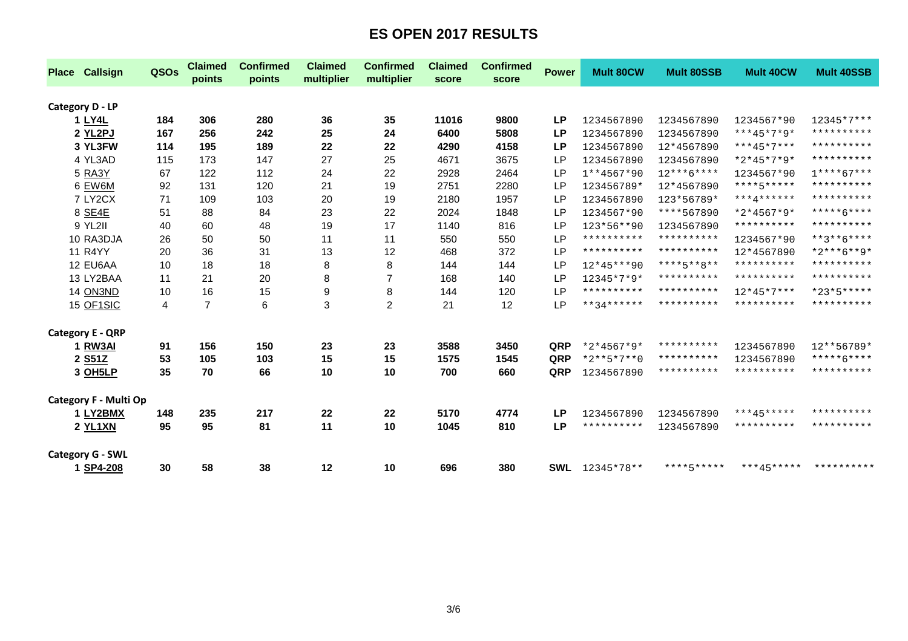# ES OPEN 2017 RESULTS

| Place | Callsign | QSOs | Claimed points | Confirmed points | Claimed multiplier | Confirmed multiplier | Claimed score | Confirmed score | Power | Mult 80CW | Mult 80SSB | Mult 40CW | Mult 40SSB |
|---|---|---|---|---|---|---|---|---|---|---|---|---|---|
| **Category D - LP** | | | | | | | | | | | | | |
| **1** | **LY4L** | **184** | **306** | **280** | **36** | **35** | **11016** | **9800** | **LP** | 1234567890 | 1234567890 | 1234567*90 | 12345*7*** |
| **2** | **YL2PJ** | **167** | **256** | **242** | **25** | **24** | **6400** | **5808** | **LP** | 1234567890 | 1234567890 | ***45*7*9* | ********** |
| **3** | **YL3FW** | **114** | **195** | **189** | **22** | **22** | **4290** | **4158** | **LP** | 1234567890 | 12*4567890 | ***45*7*** | ********** |
| 4 | YL3AD | 115 | 173 | 147 | 27 | 25 | 4671 | 3675 | LP | 1234567890 | 1234567890 | *2*45*7*9* | ********** |
| 5 | RA3Y | 67 | 122 | 112 | 24 | 22 | 2928 | 2464 | LP | 1**4567*90 | 12***6**** | 1234567*90 | 1****67*** |
| 6 | EW6M | 92 | 131 | 120 | 21 | 19 | 2751 | 2280 | LP | 123456789* | 12*4567890 | ****5***** | ********** |
| 7 | LY2CX | 71 | 109 | 103 | 20 | 19 | 2180 | 1957 | LP | 1234567890 | 123*56789* | ***4****** | ********** |
| 8 | SE4E | 51 | 88 | 84 | 23 | 22 | 2024 | 1848 | LP | 1234567*90 | ****567890 | *2*4567*9* | *****6**** |
| 9 | YL2II | 40 | 60 | 48 | 19 | 17 | 1140 | 816 | LP | 123*56**90 | 1234567890 | ********** | ********** |
| 10 | RA3DJA | 26 | 50 | 50 | 11 | 11 | 550 | 550 | LP | ********** | ********** | 1234567*90 | **3**6**** |
| 11 | R4YY | 20 | 36 | 31 | 13 | 12 | 468 | 372 | LP | ********** | ********** | 12*4567890 | *2***6**9* |
| 12 | EU6AA | 10 | 18 | 18 | 8 | 8 | 144 | 144 | LP | 12*45***90 | ****5**8** | ********** | ********** |
| 13 | LY2BAA | 11 | 21 | 20 | 8 | 7 | 168 | 140 | LP | 12345*7*9* | ********** | ********** | ********** |
| 14 | ON3ND | 10 | 16 | 15 | 9 | 8 | 144 | 120 | LP | ********** | ********** | 12*45*7*** | *23*5***** |
| 15 | OF1SIC | 4 | 7 | 6 | 3 | 2 | 21 | 12 | LP | **34****** | ********** | ********** | ********** |
| **Category E - QRP** | | | | | | | | | | | | | |
| **1** | **RW3AI** | **91** | **156** | **150** | **23** | **23** | **3588** | **3450** | **QRP** | *2*4567*9* | ********** | 1234567890 | 12**56789* |
| **2** | **S51Z** | **53** | **105** | **103** | **15** | **15** | **1575** | **1545** | **QRP** | *2**5*7**0 | ********** | 1234567890 | *****6**** |
| **3** | **OH5LP** | **35** | **70** | **66** | **10** | **10** | **700** | **660** | **QRP** | 1234567890 | ********** | ********** | ********** |
| **Category F - Multi Op** | | | | | | | | | | | | | |
| **1** | **LY2BMX** | **148** | **235** | **217** | **22** | **22** | **5170** | **4774** | **LP** | 1234567890 | 1234567890 | ***45***** | ********** |
| **2** | **YL1XN** | **95** | **95** | **81** | **11** | **10** | **1045** | **810** | **LP** | ********** | 1234567890 | ********** | ********** |
| **Category G - SWL** | | | | | | | | | | | | | |
| **1** | **SP4-208** | **30** | **58** | **38** | **12** | **10** | **696** | **380** | **SWL** | 12345*78** | ****5***** | ***45***** | ********** |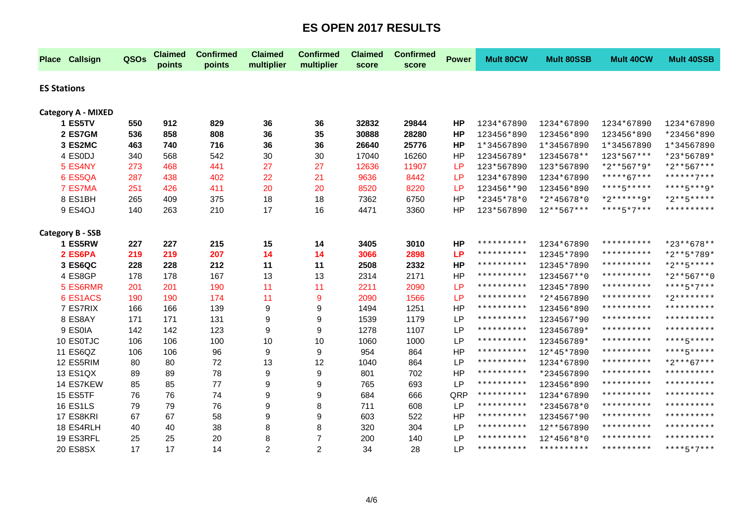# ES OPEN 2017 RESULTS

| Place | Callsign | QSOs | Claimed points | Confirmed points | Claimed multiplier | Confirmed multiplier | Claimed score | Confirmed score | Power | Mult 80CW | Mult 80SSB | Mult 40CW | Mult 40SSB |
|---|---|---|---|---|---|---|---|---|---|---|---|---|---|
| **ES Stations** | | | | | | | | | | | | | |
| **Category A - MIXED** | | | | | | | | | | | | | |
| **1** | **ES5TV** | **550** | **912** | **829** | **36** | **36** | **32832** | **29844** | **HP** | 1234*67890 | 1234*67890 | 1234*67890 | 1234*67890 |
| **2** | **ES7GM** | **536** | **858** | **808** | **36** | **35** | **30888** | **28280** | **HP** | 123456*890 | 123456*890 | 123456*890 | *23456*890 |
| **3** | **ES2MC** | **463** | **740** | **716** | **36** | **36** | **26640** | **25776** | **HP** | 1*34567890 | 1*34567890 | 1*34567890 | 1*34567890 |
| 4 | ES0DJ | 340 | 568 | 542 | 30 | 30 | 17040 | 16260 | HP | 123456789* | 12345678** | 123*567*** | *23*56789* |
| 5 | ES4NY | 273 | 468 | 441 | 27 | 27 | 12636 | 11907 | LP | 123*567890 | 123*567890 | *2**567*9* | *2**567*** |
| 6 | ES5QA | 287 | 438 | 402 | 22 | 21 | 9636 | 8442 | LP | 1234*67890 | 1234*67890 | *****67*** | ******7*** |
| 7 | ES7MA | 251 | 426 | 411 | 20 | 20 | 8520 | 8220 | LP | 123456**90 | 123456*890 | ****5***** | ****5***9* |
| 8 | ES1BH | 265 | 409 | 375 | 18 | 18 | 7362 | 6750 | HP | *2345*78*0 | *2*45678*0 | *2******9* | *2**5***** |
| 9 | ES4OJ | 140 | 263 | 210 | 17 | 16 | 4471 | 3360 | HP | 123*567890 | 12**567*** | ****5*7*** | ********** |
| **Category B - SSB** | | | | | | | | | | | | | |
| **1** | **ES5RW** | **227** | **227** | **215** | **15** | **14** | **3405** | **3010** | **HP** | ********** | 1234*67890 | ********** | *23**678** |
| **2** | **ES6PA** | **219** | **219** | **207** | **14** | **14** | **3066** | **2898** | **LP** | ********** | 12345*7890 | ********** | *2**5*789* |
| **3** | **ES6QC** | **228** | **228** | **212** | **11** | **11** | **2508** | **2332** | **HP** | ********** | 12345*7890 | ********** | *2**5***** |
| 4 | ES8GP | 178 | 178 | 167 | 13 | 13 | 2314 | 2171 | HP | ********** | 1234567**0 | ********** | *2**567**0 |
| 5 | ES6RMR | 201 | 201 | 190 | 11 | 11 | 2211 | 2090 | LP | ********** | 12345*7890 | ********** | ****5*7*** |
| 6 | ES1ACS | 190 | 190 | 174 | 11 | 9 | 2090 | 1566 | LP | ********** | *2*4567890 | ********** | *2******** |
| 7 | ES7RIX | 166 | 166 | 139 | 9 | 9 | 1494 | 1251 | HP | ********** | 123456*890 | ********** | ********** |
| 8 | ES8AY | 171 | 171 | 131 | 9 | 9 | 1539 | 1179 | LP | ********** | 1234567*90 | ********** | ********** |
| 9 | ES0IA | 142 | 142 | 123 | 9 | 9 | 1278 | 1107 | LP | ********** | 123456789* | ********** | ********** |
| 10 | ES0TJC | 106 | 106 | 100 | 10 | 10 | 1060 | 1000 | LP | ********** | 123456789* | ********** | ****5***** |
| 11 | ES6QZ | 106 | 106 | 96 | 9 | 9 | 954 | 864 | HP | ********** | 12*45*7890 | ********** | ****5***** |
| 12 | ES5RIM | 80 | 80 | 72 | 13 | 12 | 1040 | 864 | LP | ********** | 1234*67890 | ********** | *2***67*** |
| 13 | ES1QX | 89 | 89 | 78 | 9 | 9 | 801 | 702 | HP | ********** | *234567890 | ********** | ********** |
| 14 | ES7KEW | 85 | 85 | 77 | 9 | 9 | 765 | 693 | LP | ********** | 123456*890 | ********** | ********** |
| 15 | ES5TF | 76 | 76 | 74 | 9 | 9 | 684 | 666 | QRP | ********** | 1234*67890 | ********** | ********** |
| 16 | ES1LS | 79 | 79 | 76 | 9 | 8 | 711 | 608 | LP | ********** | *2345678*0 | ********** | ********** |
| 17 | ES8KRI | 67 | 67 | 58 | 9 | 9 | 603 | 522 | HP | ********** | 1234567*90 | ********** | ********** |
| 18 | ES4RLH | 40 | 40 | 38 | 8 | 8 | 320 | 304 | LP | ********** | 12**567890 | ********** | ********** |
| 19 | ES3RFL | 25 | 25 | 20 | 8 | 7 | 200 | 140 | LP | ********** | 12*456*8*0 | ********** | ********** |
| 20 | ES8SX | 17 | 17 | 14 | 2 | 2 | 34 | 28 | LP | ********** | ********** | ********** | ****5*7*** |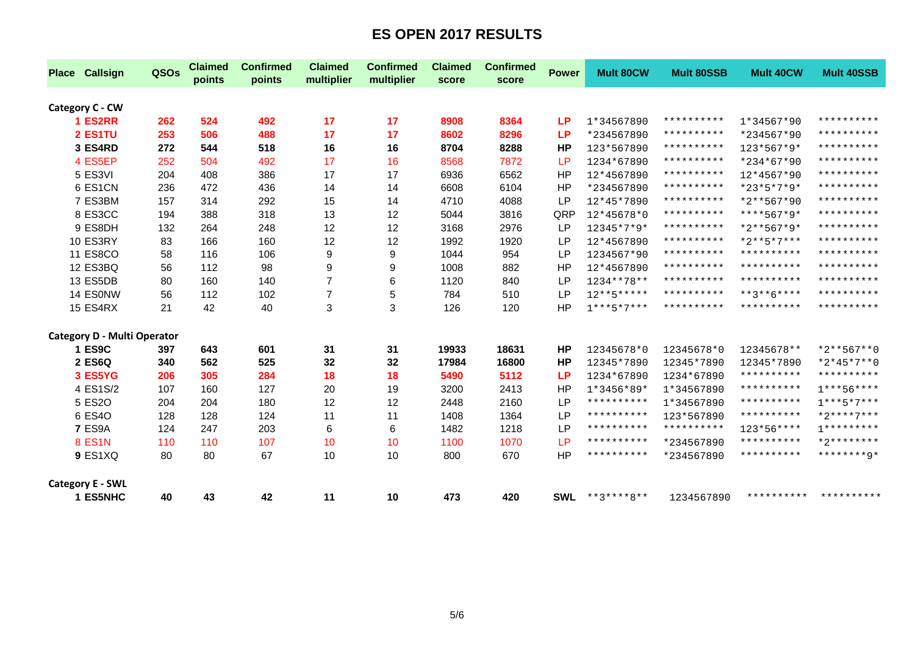# ES OPEN 2017 RESULTS

| Place | Callsign | QSOs | Claimed points | Confirmed points | Claimed multiplier | Confirmed multiplier | Claimed score | Confirmed score | Power | Mult 80CW | Mult 80SSB | Mult 40CW | Mult 40SSB |
|---|---|---|---|---|---|---|---|---|---|---|---|---|---|
| **Category C - CW** | | | | | | | | | | | | | |
| **1** | **ES2RR** | **262** | **524** | **492** | **17** | **17** | **8908** | **8364** | **LP** | 1*34567890 | ********** | 1*34567*90 | ********** |
| **2** | **ES1TU** | **253** | **506** | **488** | **17** | **17** | **8602** | **8296** | **LP** | *234567890 | ********** | *234567*90 | ********** |
| **3** | **ES4RD** | **272** | **544** | **518** | **16** | **16** | **8704** | **8288** | **HP** | 123*567890 | ********** | 123*567*9* | ********** |
| 4 | ES5EP | 252 | 504 | 492 | 17 | 16 | 8568 | 7872 | LP | 1234*67890 | ********** | *234*67*90 | ********** |
| 5 | ES3VI | 204 | 408 | 386 | 17 | 17 | 6936 | 6562 | HP | 12*4567890 | ********** | 12*4567*90 | ********** |
| 6 | ES1CN | 236 | 472 | 436 | 14 | 14 | 6608 | 6104 | HP | *234567890 | ********** | *23*5*7*9* | ********** |
| 7 | ES3BM | 157 | 314 | 292 | 15 | 14 | 4710 | 4088 | LP | 12*45*7890 | ********** | *2**567*90 | ********** |
| 8 | ES3CC | 194 | 388 | 318 | 13 | 12 | 5044 | 3816 | QRP | 12*45678*0 | ********** | ****567*9* | ********** |
| 9 | ES8DH | 132 | 264 | 248 | 12 | 12 | 3168 | 2976 | LP | 12345*7*9* | ********** | *2**567*9* | ********** |
| 10 | ES3RY | 83 | 166 | 160 | 12 | 12 | 1992 | 1920 | LP | 12*4567890 | ********** | *2**5*7*** | ********** |
| 11 | ES8CO | 58 | 116 | 106 | 9 | 9 | 1044 | 954 | LP | 1234567*90 | ********** | ********** | ********** |
| 12 | ES3BQ | 56 | 112 | 98 | 9 | 9 | 1008 | 882 | HP | 12*4567890 | ********** | ********** | ********** |
| 13 | ES5DB | 80 | 160 | 140 | 7 | 6 | 1120 | 840 | LP | 1234**78** | ********** | ********** | ********** |
| 14 | ES0NW | 56 | 112 | 102 | 7 | 5 | 784 | 510 | LP | 12**5***** | ********** | **3**6**** | ********** |
| 15 | ES4RX | 21 | 42 | 40 | 3 | 3 | 126 | 120 | HP | 1***5*7*** | ********** | ********** | ********** |
| **Category D - Multi Operator** | | | | | | | | | | | | | |
| **1** | **ES9C** | **397** | **643** | **601** | **31** | **31** | **19933** | **18631** | **HP** | 12345678*0 | 12345678*0 | 12345678** | *2**567**0 |
| **2** | **ES6Q** | **340** | **562** | **525** | **32** | **32** | **17984** | **16800** | **HP** | 12345*7890 | 12345*7890 | 12345*7890 | *2*45*7**0 |
| **3** | **ES5YG** | **206** | **305** | **284** | **18** | **18** | **5490** | **5112** | **LP** | 1234*67890 | 1234*67890 | ********** | ********** |
| 4 | ES1S/2 | 107 | 160 | 127 | 20 | 19 | 3200 | 2413 | HP | 1*3456*89* | 1*34567890 | ********** | 1***56**** |
| 5 | ES2O | 204 | 204 | 180 | 12 | 12 | 2448 | 2160 | LP | ********** | 1*34567890 | ********** | 1***5*7*** |
| 6 | ES4O | 128 | 128 | 124 | 11 | 11 | 1408 | 1364 | LP | ********** | 123*567890 | ********** | *2****7*** |
| **7** | ES9A | 124 | 247 | 203 | 6 | 6 | 1482 | 1218 | LP | ********** | ********** | 123*56**** | 1********* |
| 8 | ES1N | 110 | 110 | 107 | 10 | 10 | 1100 | 1070 | LP | ********** | *234567890 | ********** | *2******** |
| **9** | ES1XQ | 80 | 80 | 67 | 10 | 10 | 800 | 670 | HP | ********** | *234567890 | ********** | ********9* |
| **Category E - SWL** | | | | | | | | | | | | | |
| **1** | **ES5NHC** | **40** | **43** | **42** | **11** | **10** | **473** | **420** | **SWL** | **3****8** | 1234567890 | ********** | ********** |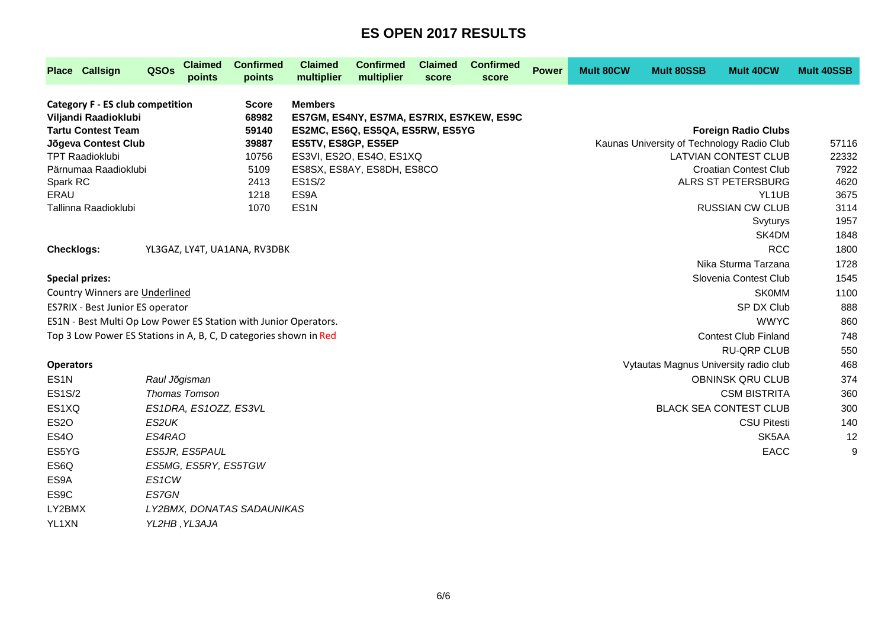# ES OPEN 2017 RESULTS

| Place | Callsign | QSOs | Claimed points | Confirmed points | Claimed multiplier | Confirmed multiplier | Claimed score | Confirmed score | Power | Mult 80CW | Mult 80SSB | Mult 40CW | Mult 40SSB |
|---|---|---|---|---|---|---|---|---|---|---|---|---|---|

**Category F - ES club competition**

| Club | Score | Members |
|---|---|---|
| **Viljandi Raadioklubi** | **68982** | **ES7GM, ES4NY, ES7MA, ES7RIX, ES7KEW, ES9C** |
| **Tartu Contest Team** | **59140** | **ES2MC, ES6Q, ES5QA, ES5RW, ES5YG** |
| **Jõgeva Contest Club** | **39887** | **ES5TV, ES8GP, ES5EP** |
| TPT Raadioklubi | 10756 | ES3VI, ES2O, ES4O, ES1XQ |
| Pärnumaa Raadioklubi | 5109 | ES8SX, ES8AY, ES8DH, ES8CO |
| Spark RC | 2413 | ES1S/2 |
| ERAU | 1218 | ES9A |
| Tallinna Raadioklubi | 1070 | ES1N |

**Foreign Radio Clubs**

| Club | Score |
|---|---|
| Kaunas University of Technology Radio Club | 57116 |
| LATVIAN CONTEST CLUB | 22332 |
| Croatian Contest Club | 7922 |
| ALRS ST PETERSBURG | 4620 |
| YL1UB | 3675 |
| RUSSIAN CW CLUB | 3114 |
| Svyturys | 1957 |
| SK4DM | 1848 |
| RCC | 1800 |
| Nika Sturma Tarzana | 1728 |
| Slovenia Contest Club | 1545 |
| SK0MM | 1100 |
| SP DX Club | 888 |
| WWYC | 860 |
| Contest Club Finland | 748 |
| RU-QRP CLUB | 550 |
| Vytautas Magnus University radio club | 468 |
| OBNINSK QRU CLUB | 374 |
| CSM BISTRITA | 360 |
| BLACK SEA CONTEST CLUB | 300 |
| CSU Pitesti | 140 |
| SK5AA | 12 |
| EACC | 9 |

**Checklogs:** YL3GAZ, LY4T, UA1ANA, RV3DBK

**Special prizes:**

Country Winners are Underlined

ES7RIX - Best Junior ES operator

ES1N - Best Multi Op Low Power ES Station with Junior Operators.

Top 3 Low Power ES Stations in A, B, C, D categories shown in Red

**Operators**

| Callsign | Operators |
|---|---|
| ES1N | *Raul Jõgisman* |
| ES1S/2 | *Thomas Tomson* |
| ES1XQ | *ES1DRA, ES1OZZ, ES3VL* |
| ES2O | *ES2UK* |
| ES4O | *ES4RAO* |
| ES5YG | *ES5JR, ES5PAUL* |
| ES6Q | *ES5MG, ES5RY, ES5TGW* |
| ES9A | *ES1CW* |
| ES9C | *ES7GN* |
| LY2BMX | *LY2BMX, DONATAS SADAUNIKAS* |
| YL1XN | *YL2HB ,YL3AJA* |